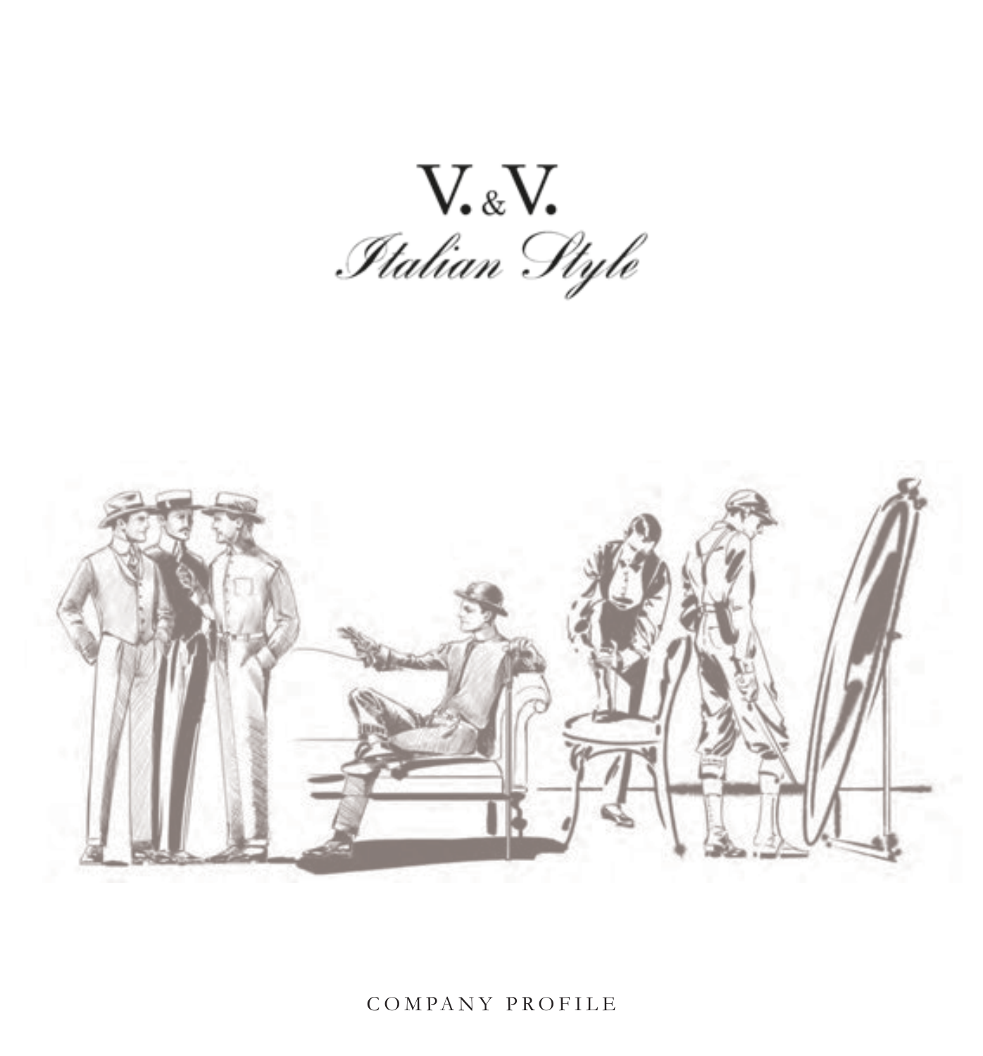# V.&V.

*Italian Style*

COMPANY PROFILE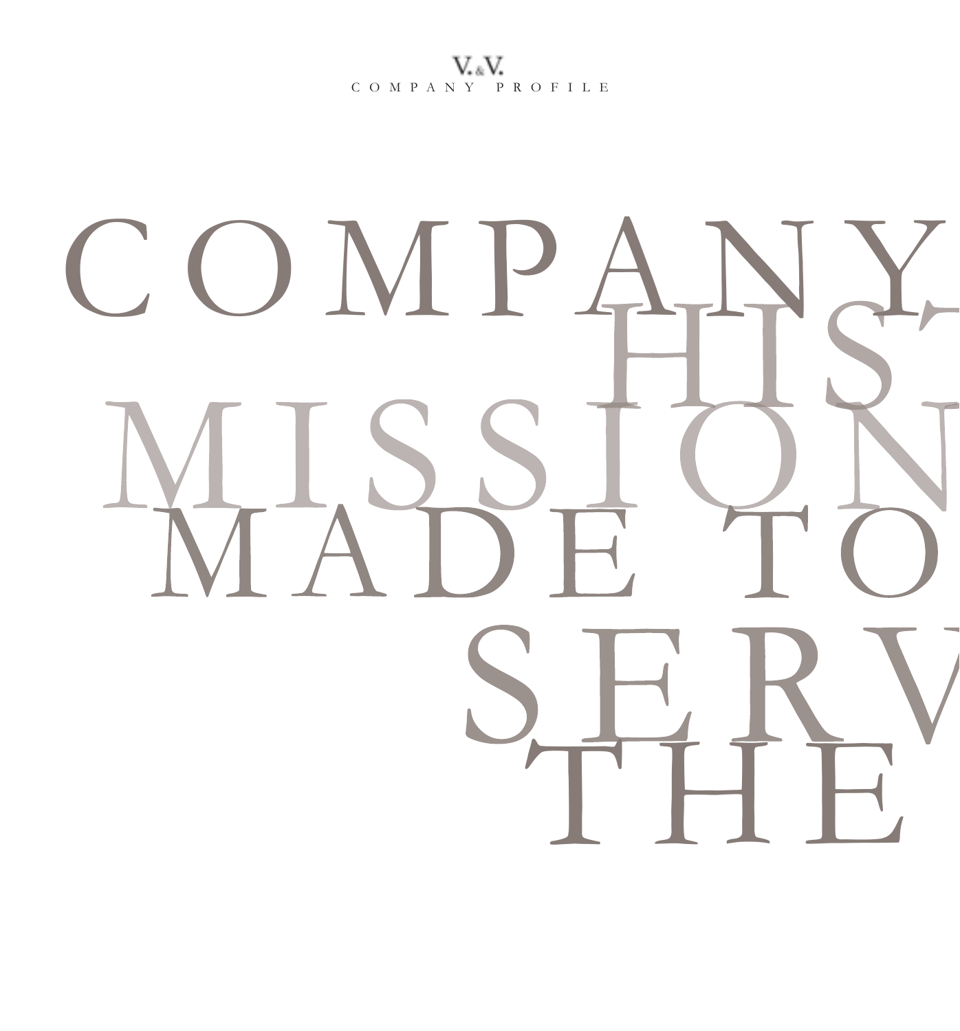# COMPANY HIS MISSION MADE TO SERV THE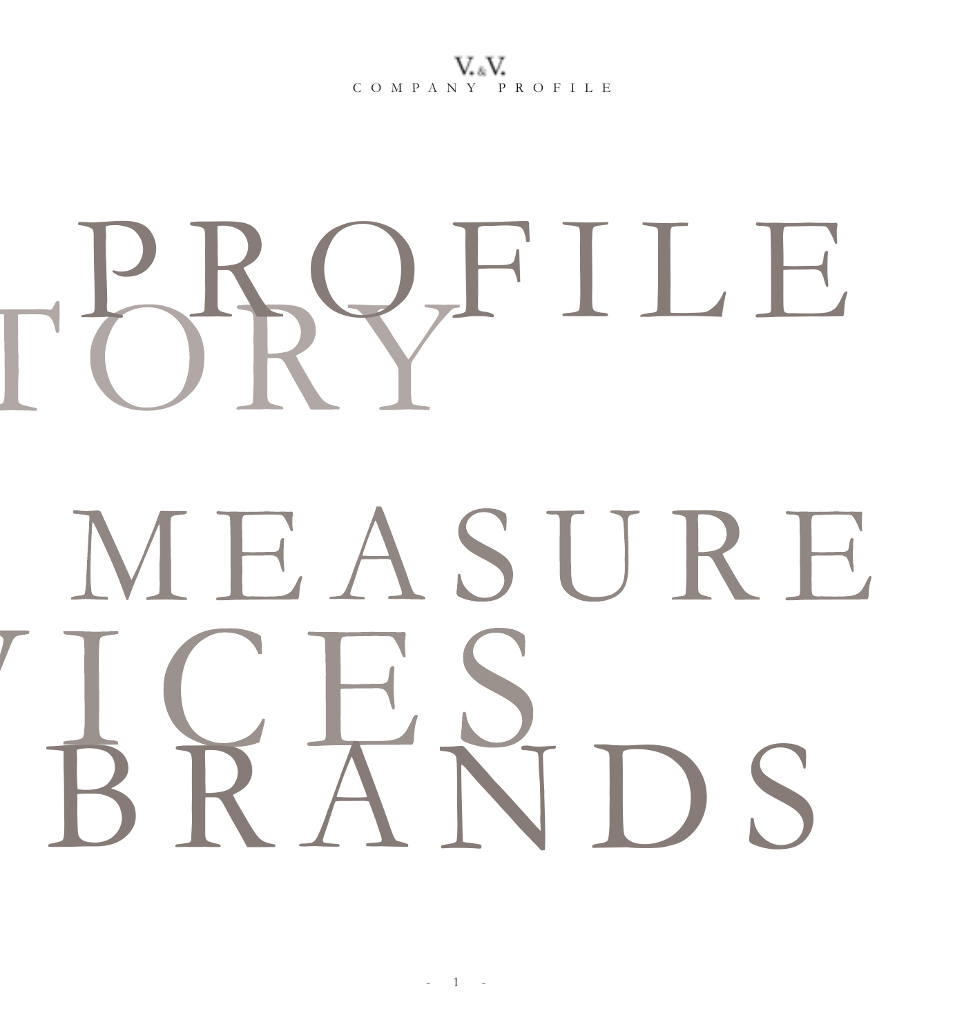# PROFILE

# TORY

# MEASURE

# VICES

# BRANDS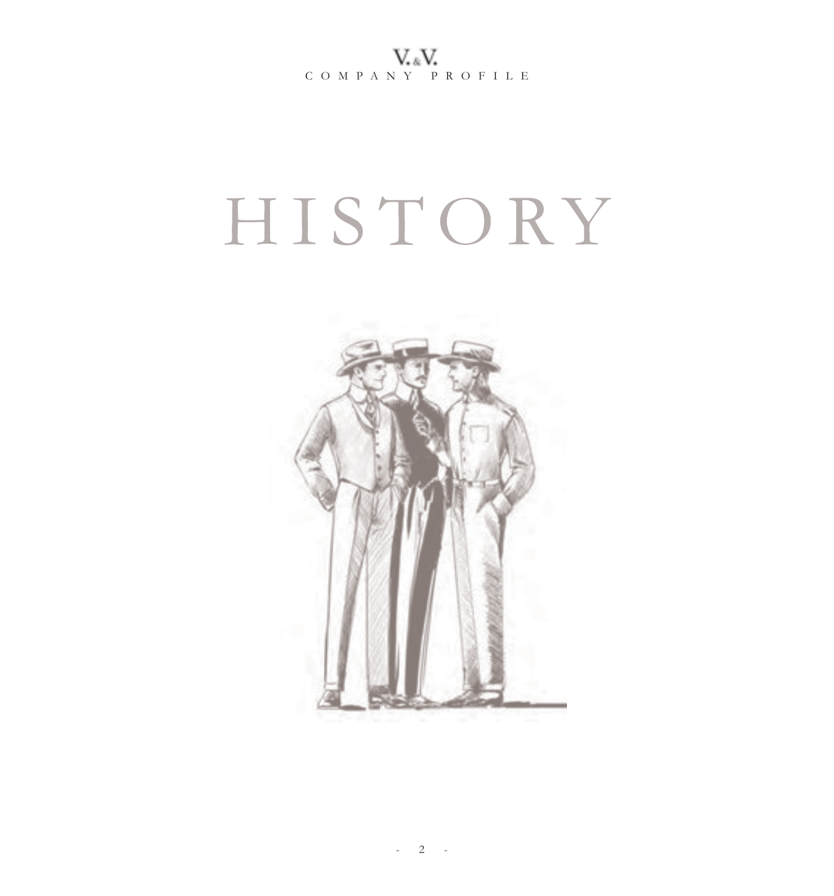# HISTORY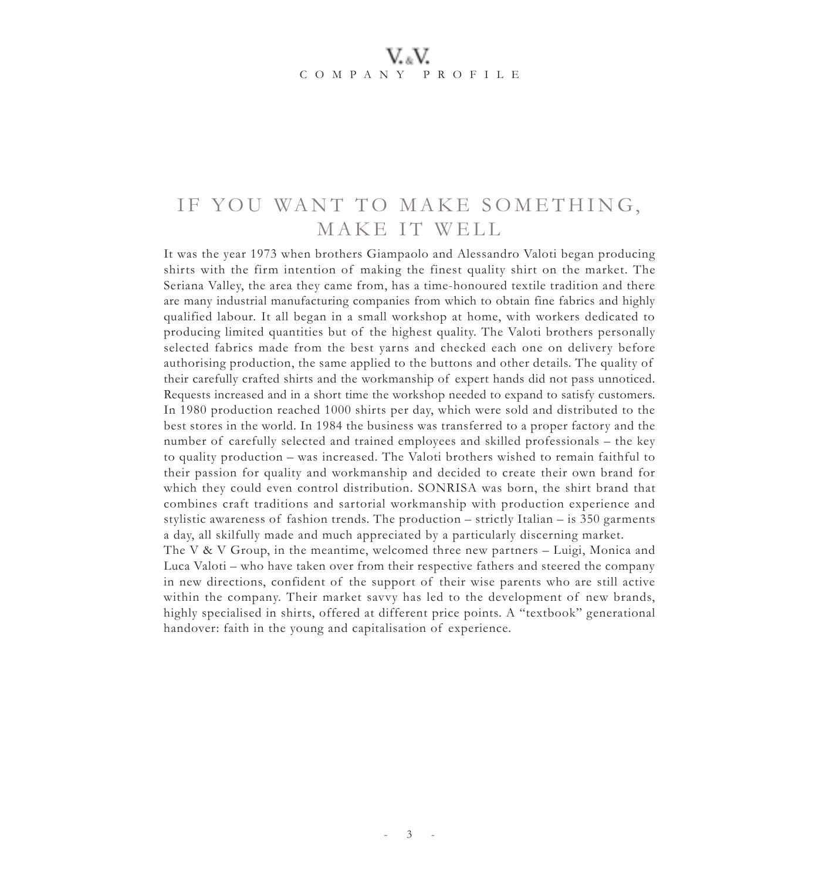# IF YOU WANT TO MAKE SOMETHING, MAKE IT WELL

It was the year 1973 when brothers Giampaolo and Alessandro Valoti began producing shirts with the firm intention of making the finest quality shirt on the market. The Seriana Valley, the area they came from, has a time-honoured textile tradition and there are many industrial manufacturing companies from which to obtain fine fabrics and highly qualified labour. It all began in a small workshop at home, with workers dedicated to producing limited quantities but of the highest quality. The Valoti brothers personally selected fabrics made from the best yarns and checked each one on delivery before authorising production, the same applied to the buttons and other details. The quality of their carefully crafted shirts and the workmanship of expert hands did not pass unnoticed. Requests increased and in a short time the workshop needed to expand to satisfy customers. In 1980 production reached 1000 shirts per day, which were sold and distributed to the best stores in the world. In 1984 the business was transferred to a proper factory and the number of carefully selected and trained employees and skilled professionals – the key to quality production – was increased. The Valoti brothers wished to remain faithful to their passion for quality and workmanship and decided to create their own brand for which they could even control distribution. SONRISA was born, the shirt brand that combines craft traditions and sartorial workmanship with production experience and stylistic awareness of fashion trends. The production – strictly Italian – is 350 garments a day, all skilfully made and much appreciated by a particularly discerning market.

The V & V Group, in the meantime, welcomed three new partners – Luigi, Monica and Luca Valoti – who have taken over from their respective fathers and steered the company in new directions, confident of the support of their wise parents who are still active within the company. Their market savvy has led to the development of new brands, highly specialised in shirts, offered at different price points. A "textbook" generational handover: faith in the young and capitalisation of experience.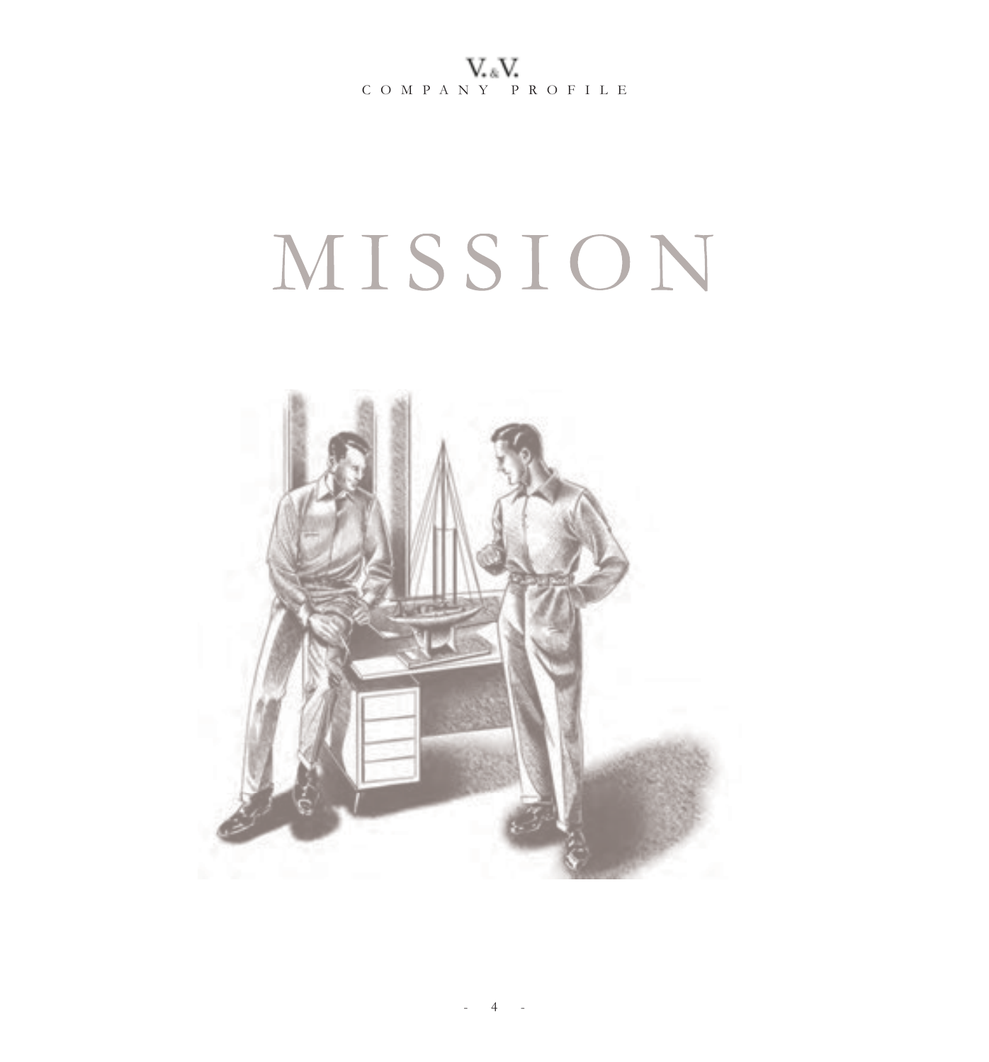# MISSION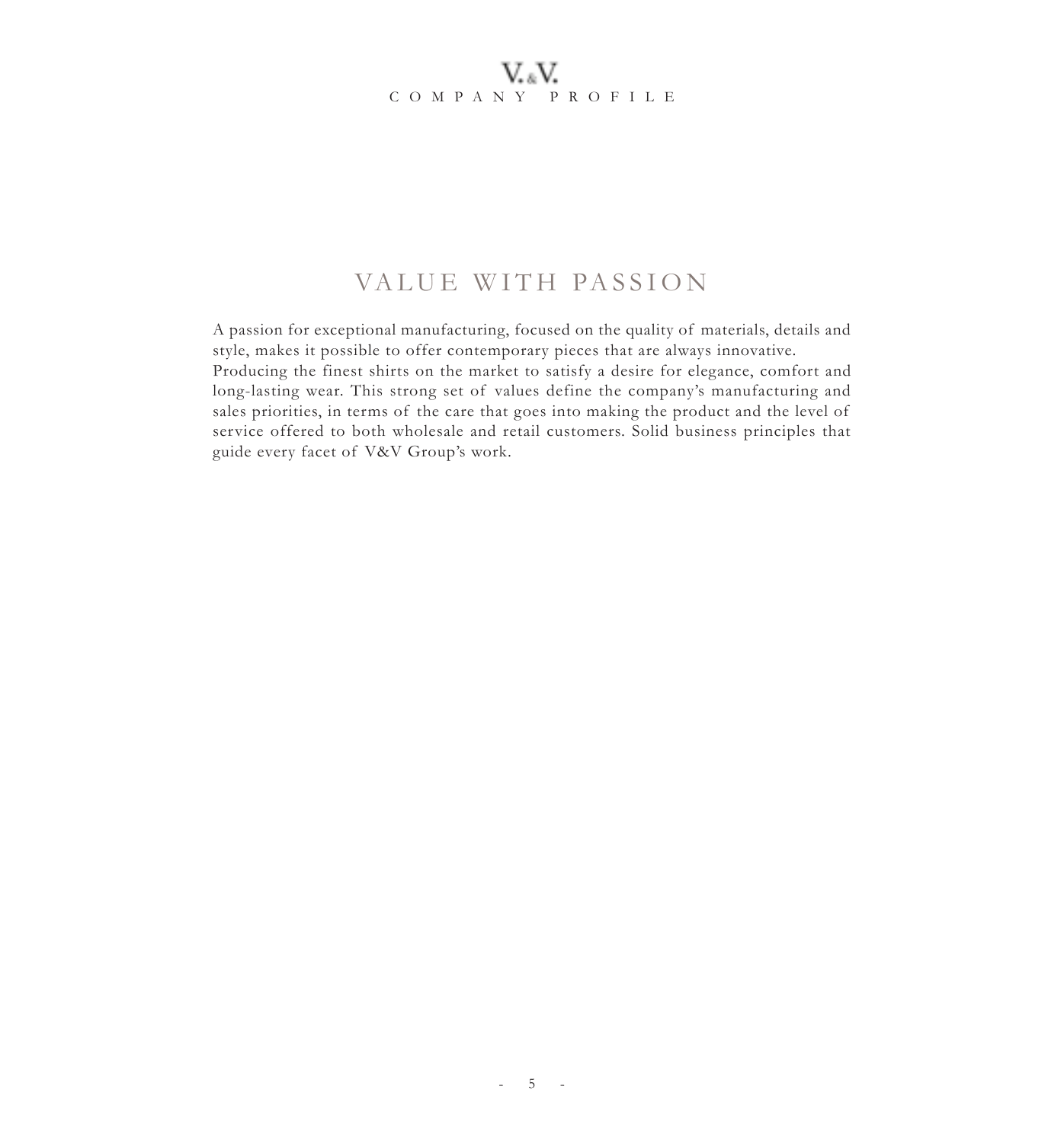# VALUE WITH PASSION

A passion for exceptional manufacturing, focused on the quality of materials, details and style, makes it possible to offer contemporary pieces that are always innovative.
Producing the finest shirts on the market to satisfy a desire for elegance, comfort and long-lasting wear. This strong set of values define the company's manufacturing and sales priorities, in terms of the care that goes into making the product and the level of service offered to both wholesale and retail customers. Solid business principles that guide every facet of V&V Group's work.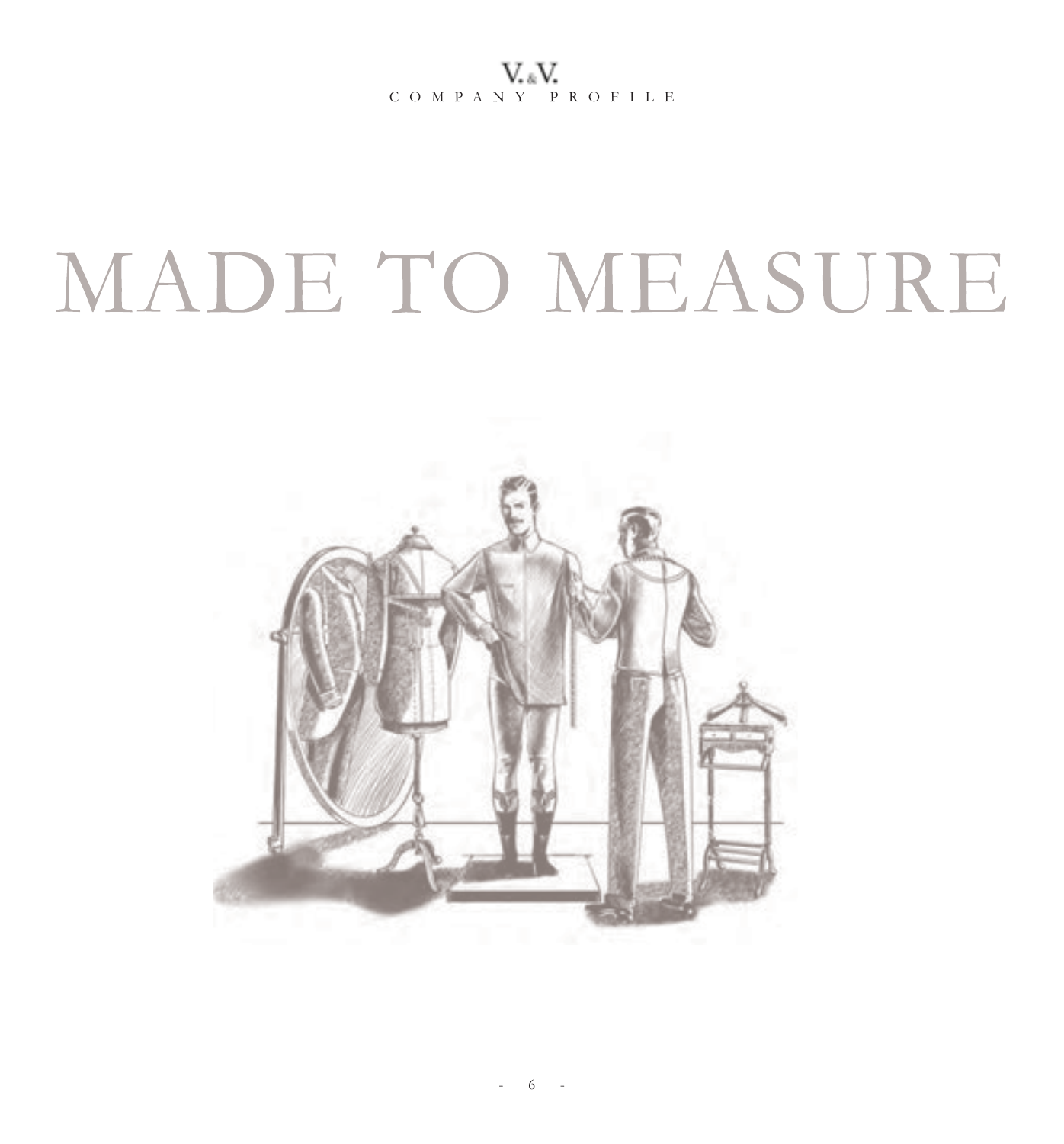# MADE TO MEASURE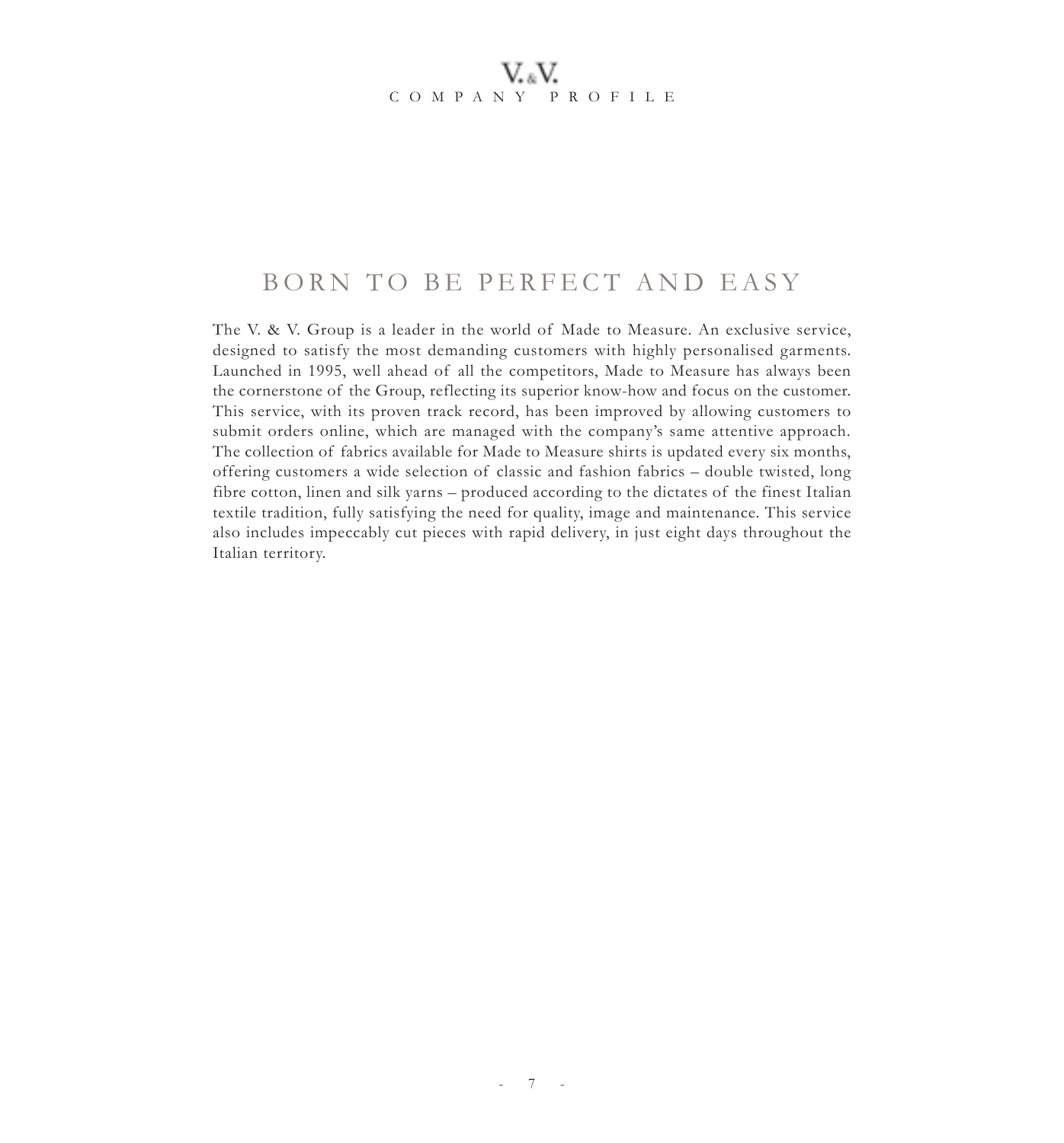# BORN TO BE PERFECT AND EASY

The V. & V. Group is a leader in the world of Made to Measure. An exclusive service, designed to satisfy the most demanding customers with highly personalised garments. Launched in 1995, well ahead of all the competitors, Made to Measure has always been the cornerstone of the Group, reflecting its superior know-how and focus on the customer. This service, with its proven track record, has been improved by allowing customers to submit orders online, which are managed with the company's same attentive approach. The collection of fabrics available for Made to Measure shirts is updated every six months, offering customers a wide selection of classic and fashion fabrics – double twisted, long fibre cotton, linen and silk yarns – produced according to the dictates of the finest Italian textile tradition, fully satisfying the need for quality, image and maintenance. This service also includes impeccably cut pieces with rapid delivery, in just eight days throughout the Italian territory.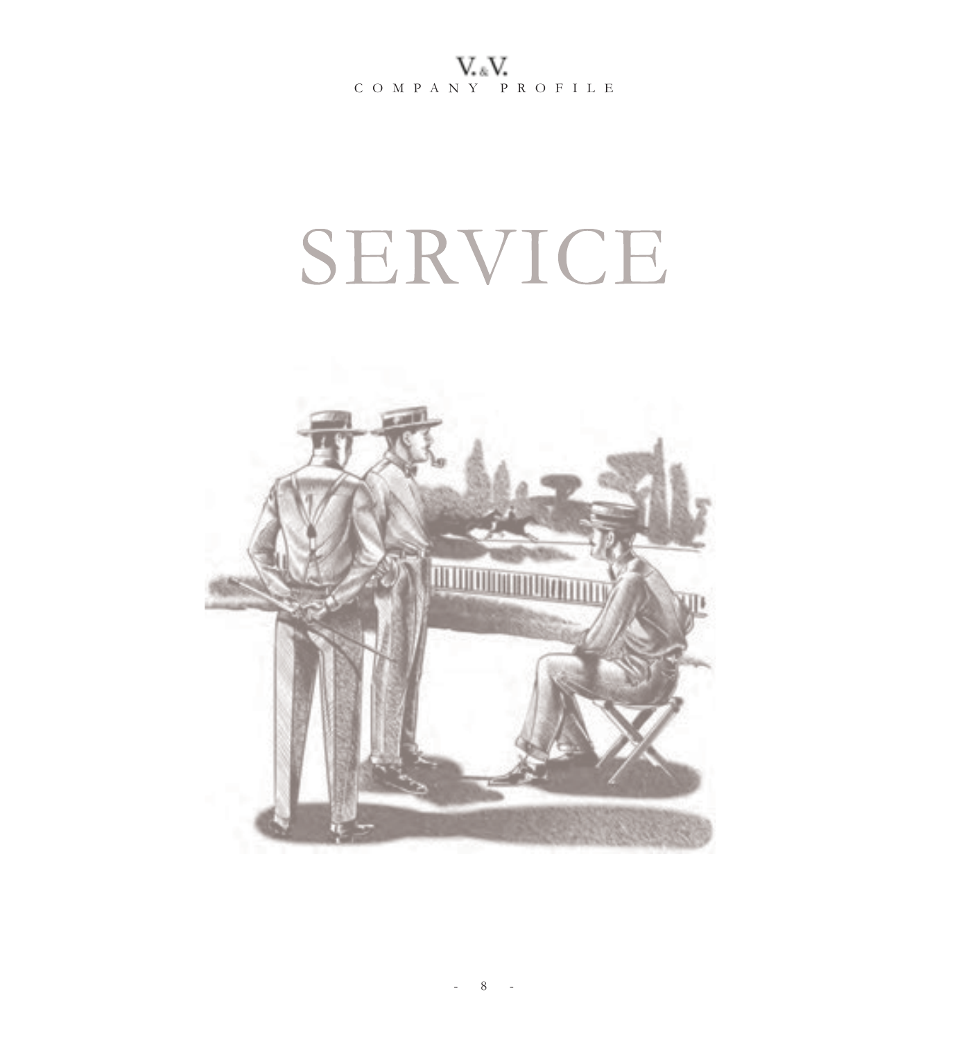# SERVICE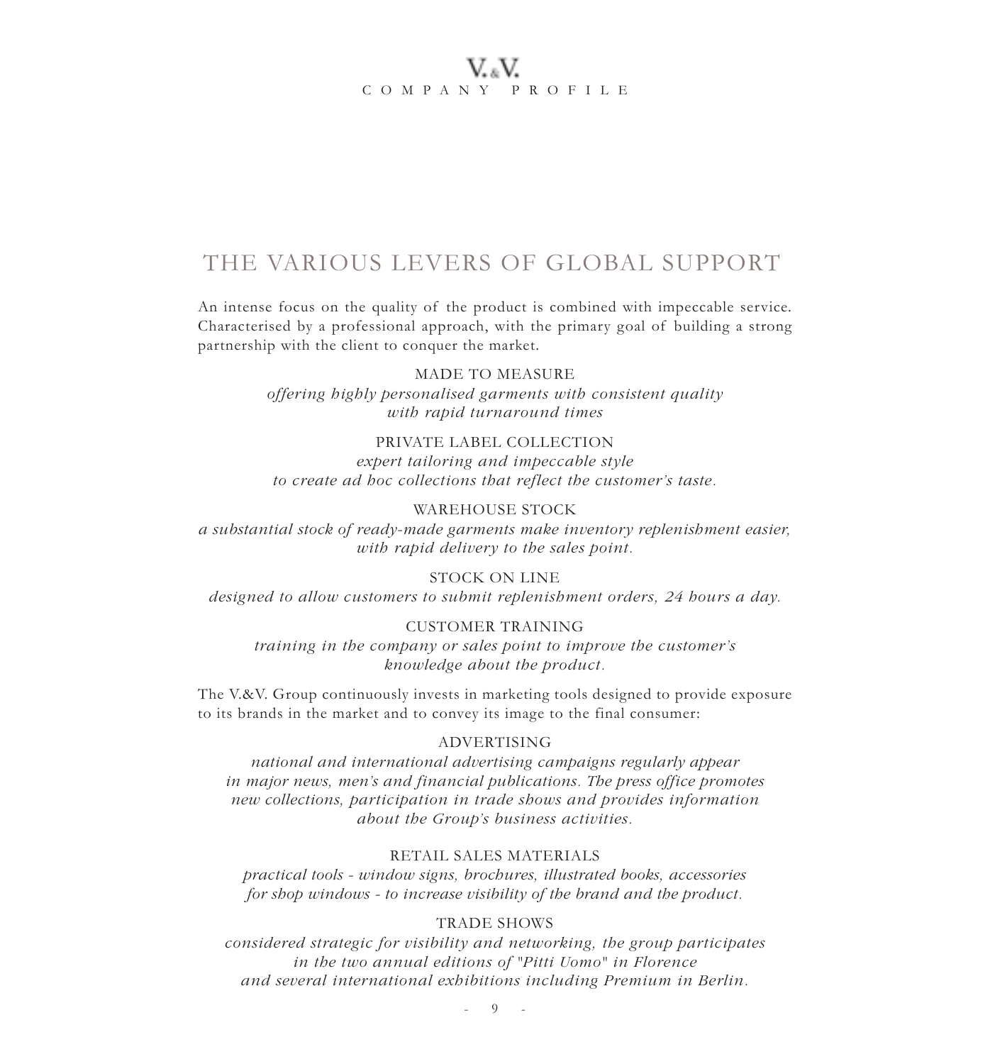# THE VARIOUS LEVERS OF GLOBAL SUPPORT

An intense focus on the quality of the product is combined with impeccable service. Characterised by a professional approach, with the primary goal of building a strong partnership with the client to conquer the market.

MADE TO MEASURE
*offering highly personalised garments with consistent quality with rapid turnaround times*

PRIVATE LABEL COLLECTION
*expert tailoring and impeccable style to create ad hoc collections that reflect the customer's taste.*

WAREHOUSE STOCK
*a substantial stock of ready-made garments make inventory replenishment easier, with rapid delivery to the sales point.*

STOCK ON LINE
*designed to allow customers to submit replenishment orders, 24 hours a day.*

CUSTOMER TRAINING
*training in the company or sales point to improve the customer's knowledge about the product.*

The V.&V. Group continuously invests in marketing tools designed to provide exposure to its brands in the market and to convey its image to the final consumer:

ADVERTISING
*national and international advertising campaigns regularly appear in major news, men's and financial publications. The press office promotes new collections, participation in trade shows and provides information about the Group's business activities.*

RETAIL SALES MATERIALS
*practical tools - window signs, brochures, illustrated books, accessories for shop windows - to increase visibility of the brand and the product.*

TRADE SHOWS
*considered strategic for visibility and networking, the group participates in the two annual editions of "Pitti Uomo" in Florence and several international exhibitions including Premium in Berlin.*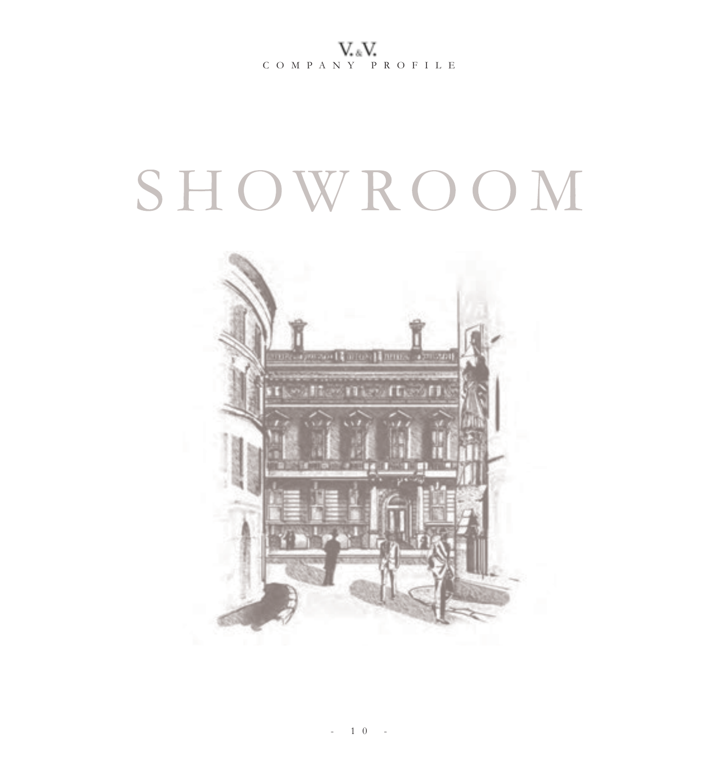# SHOWROOM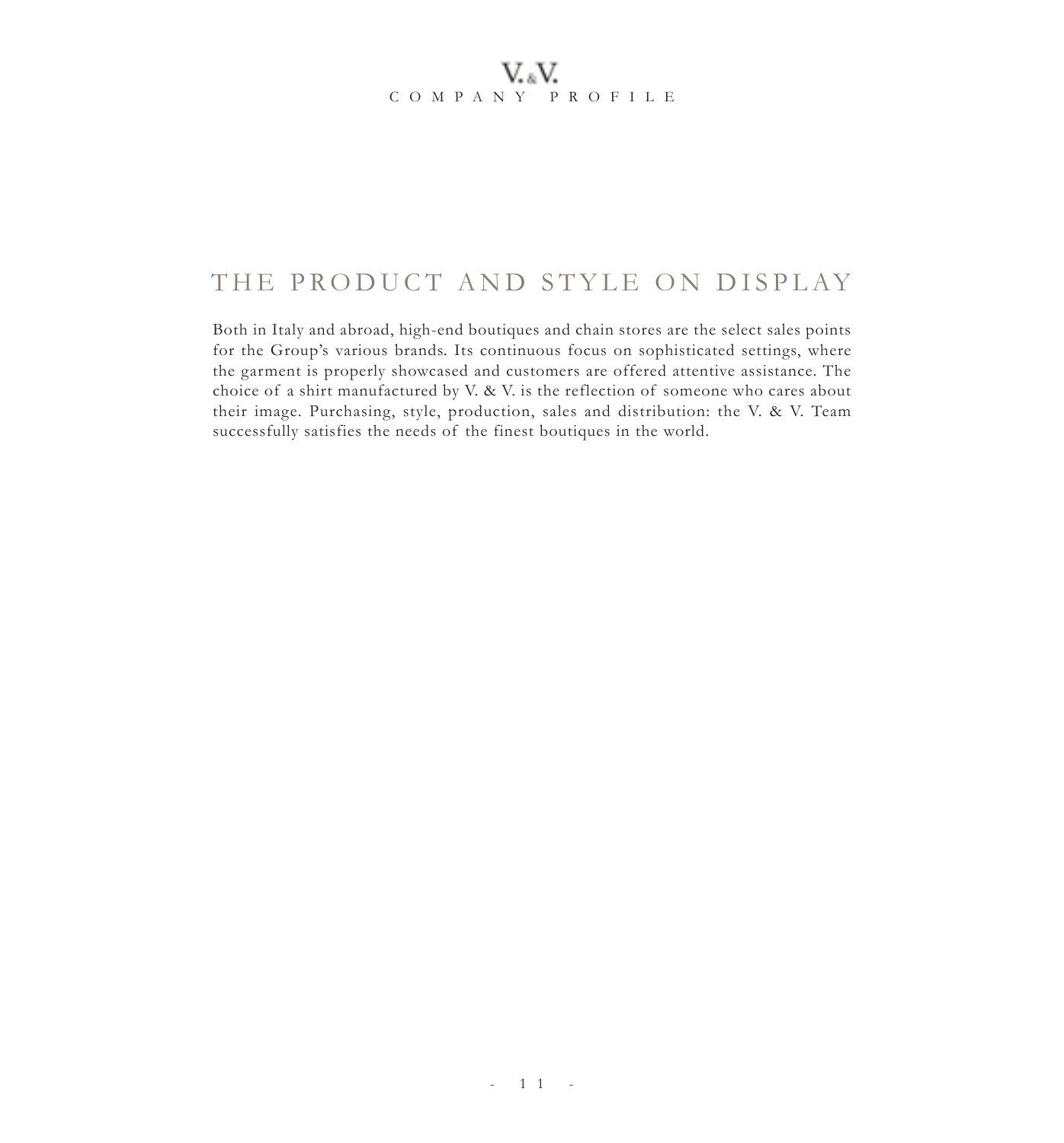# THE PRODUCT AND STYLE ON DISPLAY

Both in Italy and abroad, high-end boutiques and chain stores are the select sales points for the Group's various brands. Its continuous focus on sophisticated settings, where the garment is properly showcased and customers are offered attentive assistance. The choice of a shirt manufactured by V. & V. is the reflection of someone who cares about their image. Purchasing, style, production, sales and distribution: the V. & V. Team successfully satisfies the needs of the finest boutiques in the world.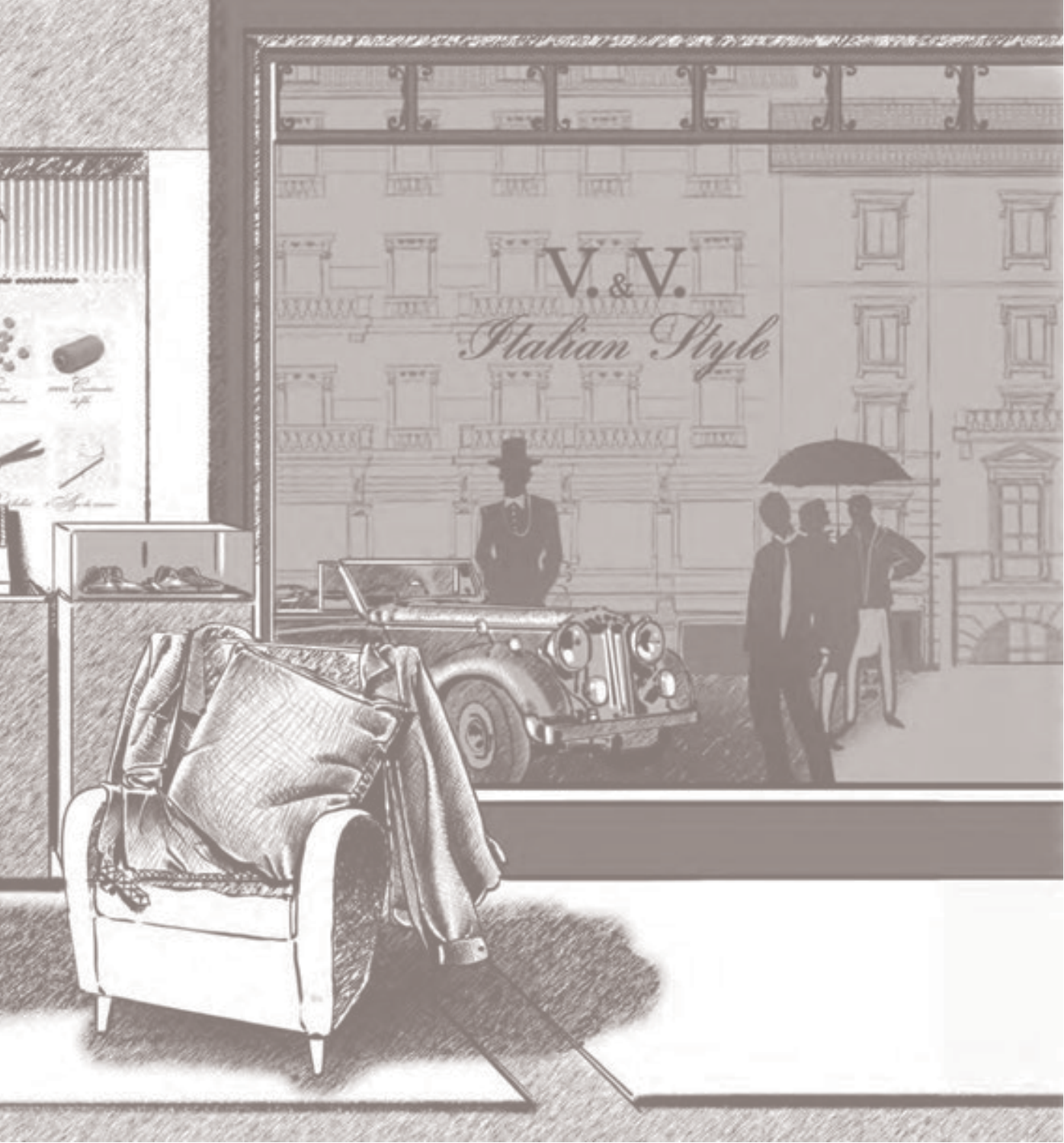V.&V.

*Italian Style*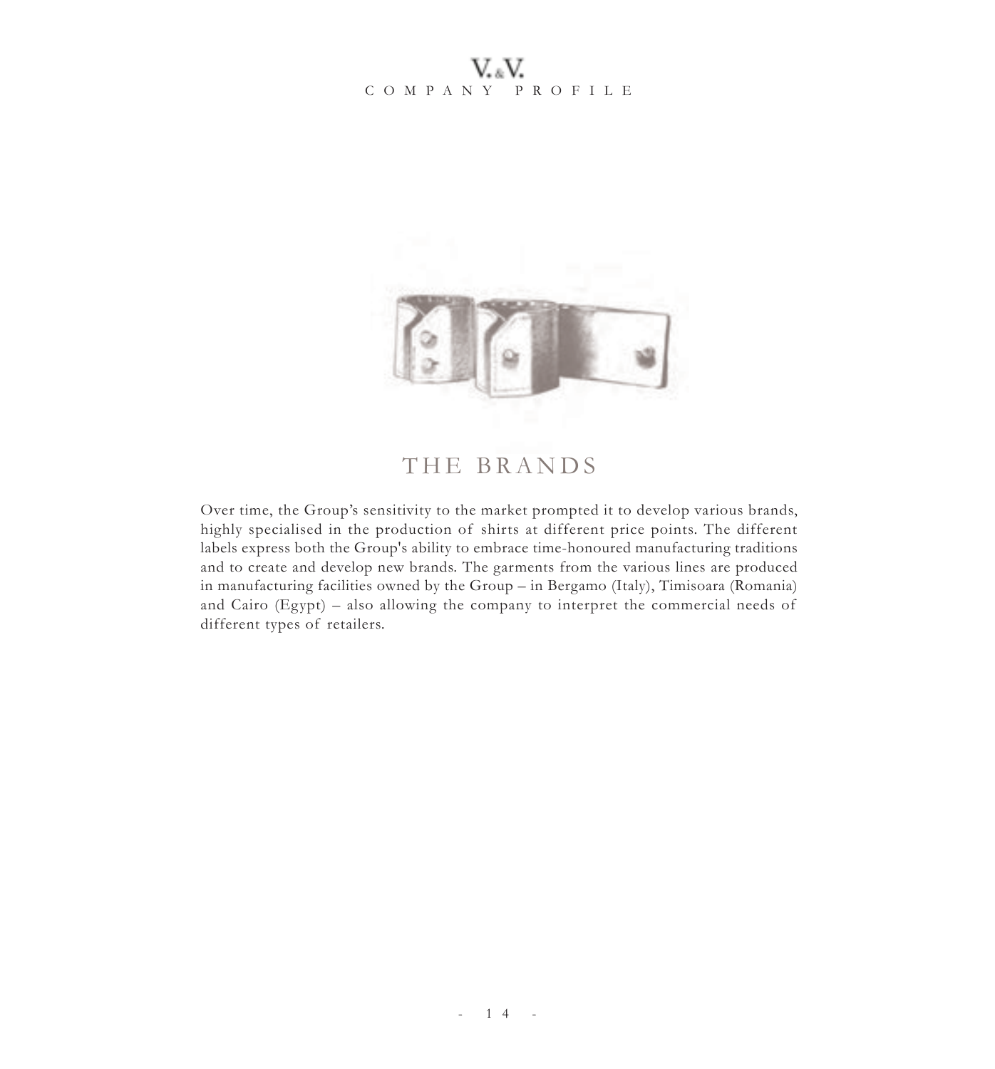# THE BRANDS

Over time, the Group's sensitivity to the market prompted it to develop various brands, highly specialised in the production of shirts at different price points. The different labels express both the Group's ability to embrace time-honoured manufacturing traditions and to create and develop new brands. The garments from the various lines are produced in manufacturing facilities owned by the Group – in Bergamo (Italy), Timisoara (Romania) and Cairo (Egypt) – also allowing the company to interpret the commercial needs of different types of retailers.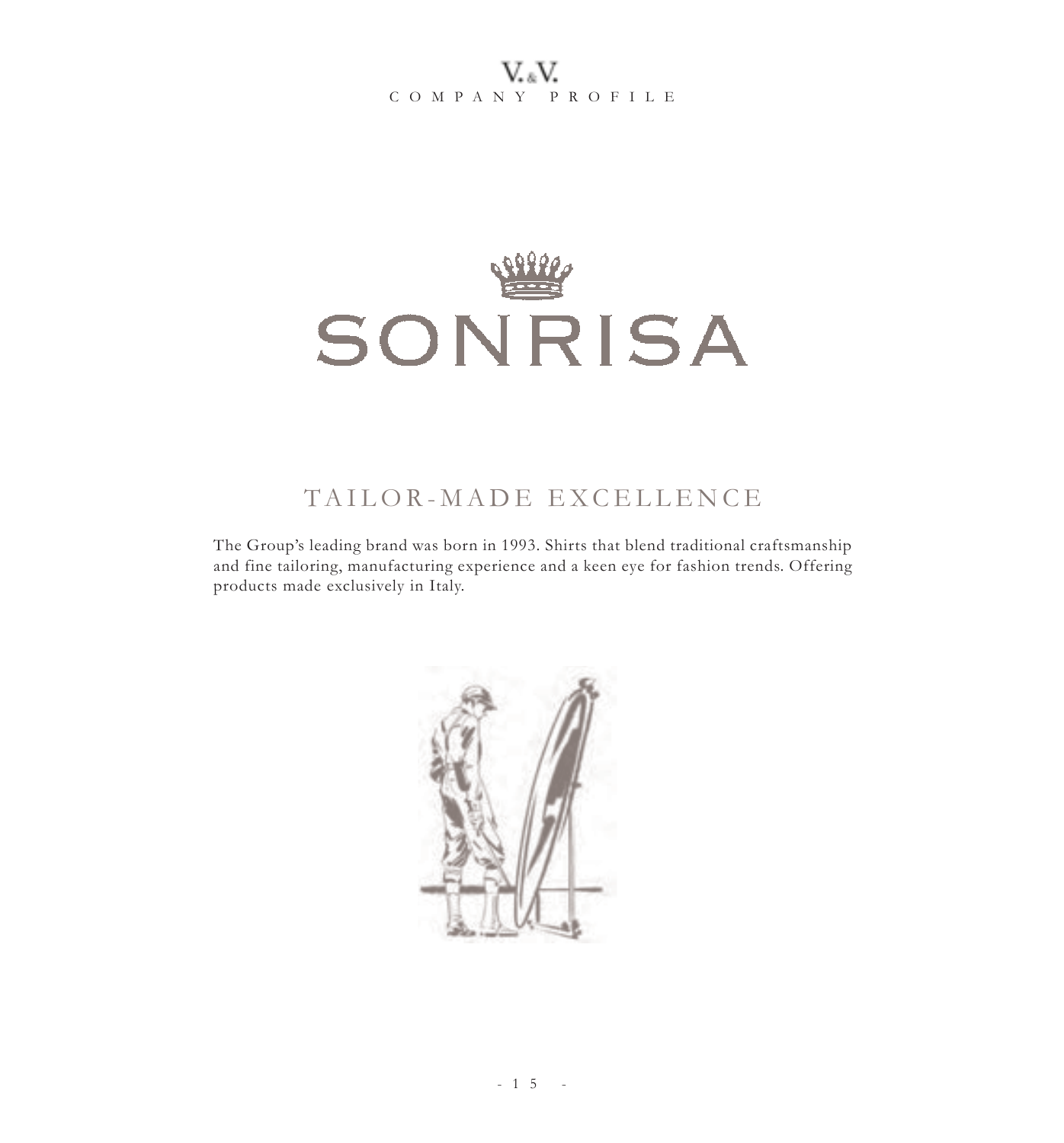# SONRISA

## TAILOR-MADE EXCELLENCE

The Group's leading brand was born in 1993. Shirts that blend traditional craftsmanship and fine tailoring, manufacturing experience and a keen eye for fashion trends. Offering products made exclusively in Italy.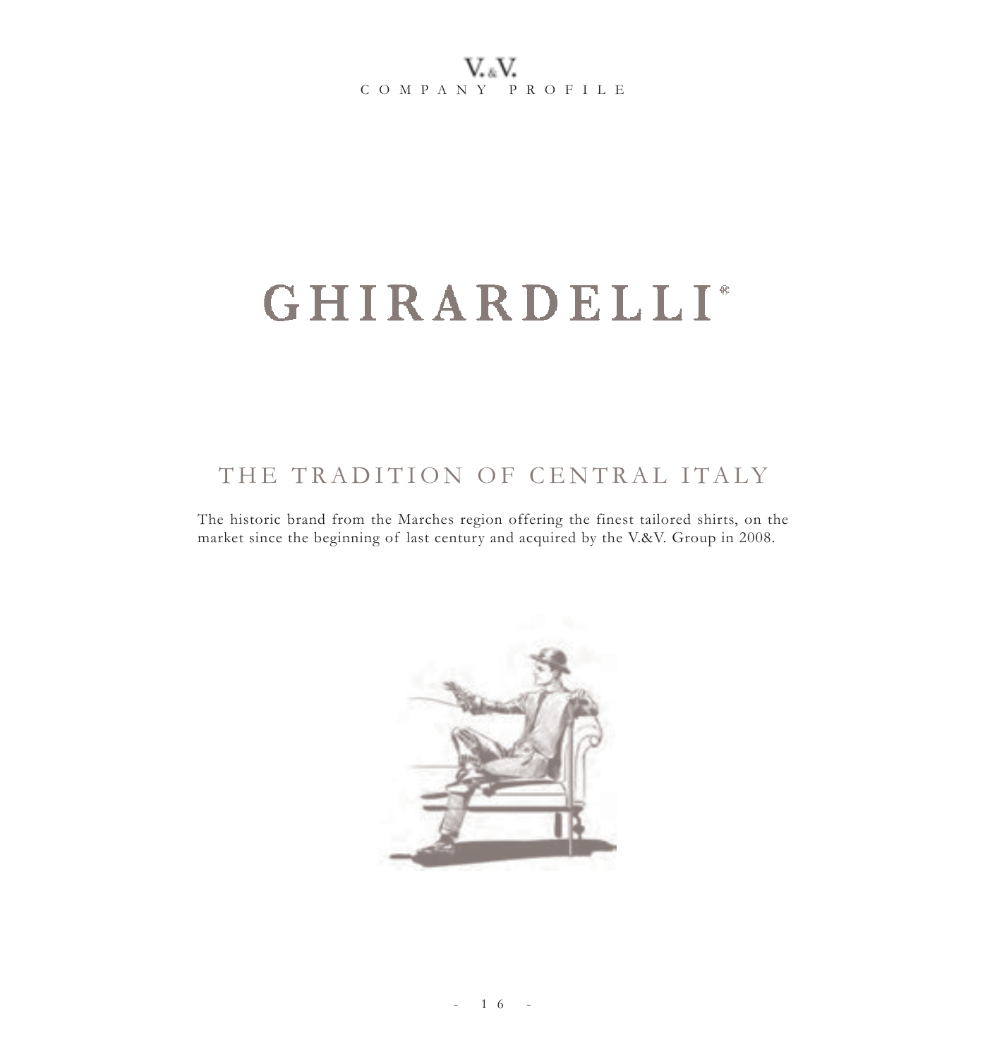# GHIRARDELLI®

## THE TRADITION OF CENTRAL ITALY

The historic brand from the Marches region offering the finest tailored shirts, on the market since the beginning of last century and acquired by the V.&V. Group in 2008.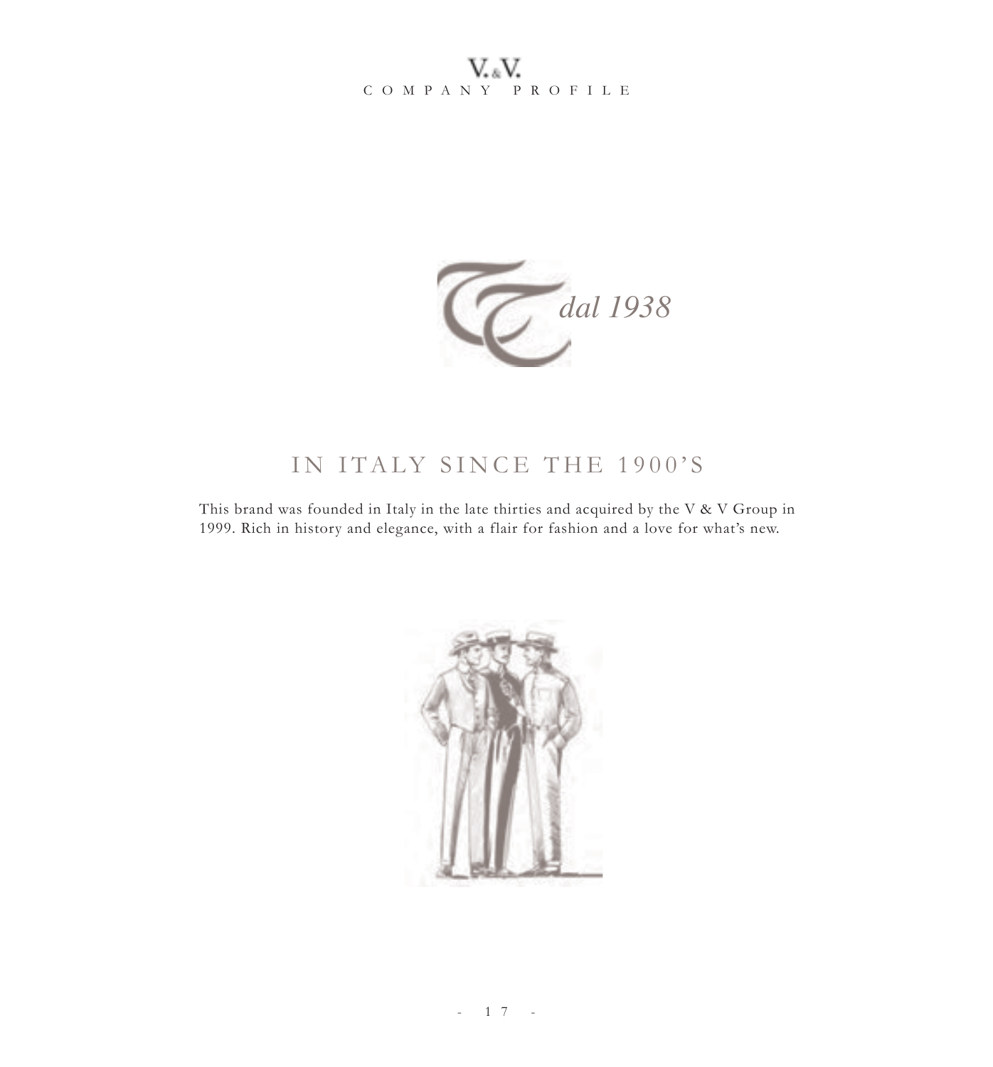*dal 1938*

## IN ITALY SINCE THE 1900'S

This brand was founded in Italy in the late thirties and acquired by the V & V Group in 1999. Rich in history and elegance, with a flair for fashion and a love for what's new.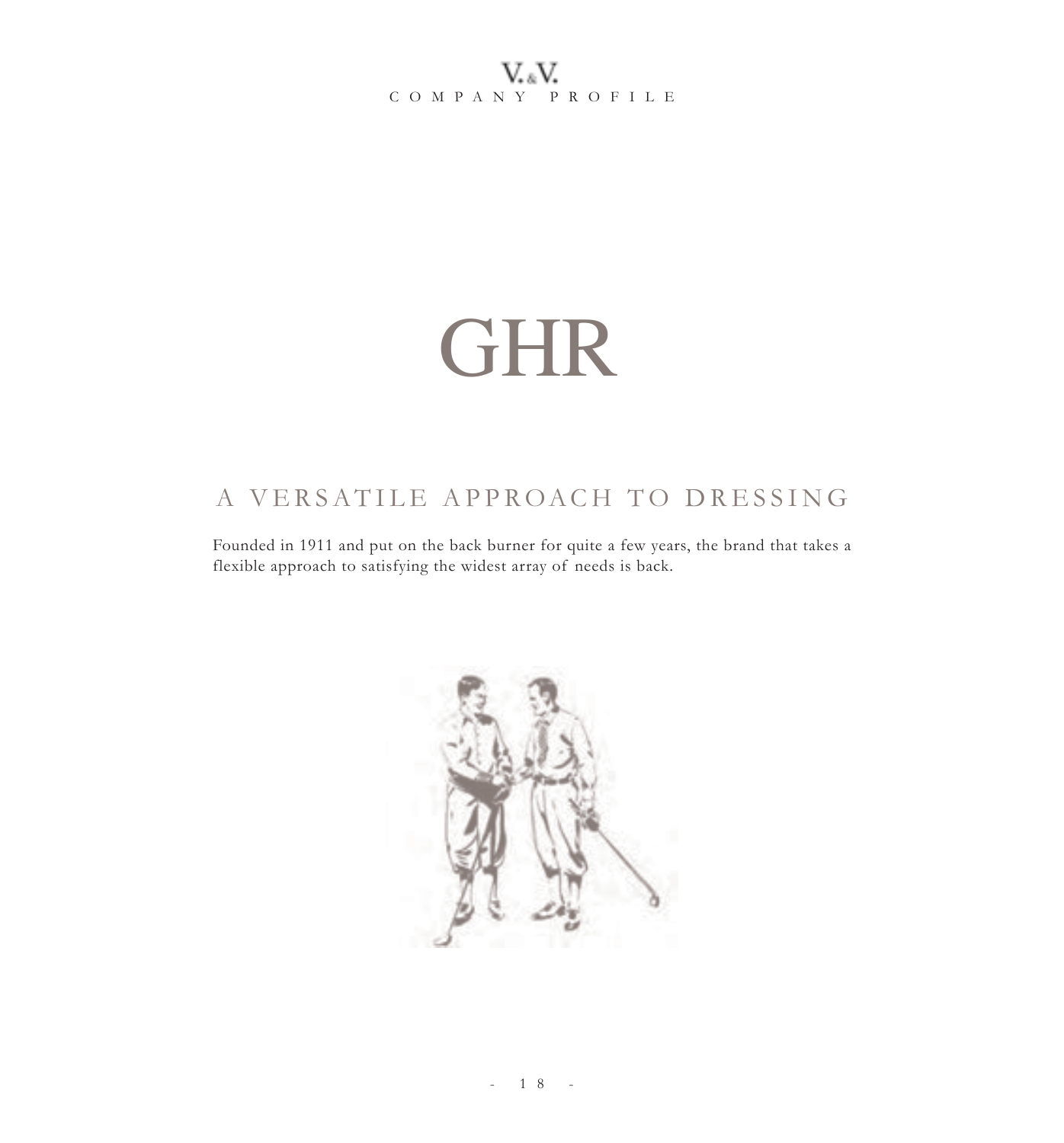# GHR

## A VERSATILE APPROACH TO DRESSING

Founded in 1911 and put on the back burner for quite a few years, the brand that takes a flexible approach to satisfying the widest array of needs is back.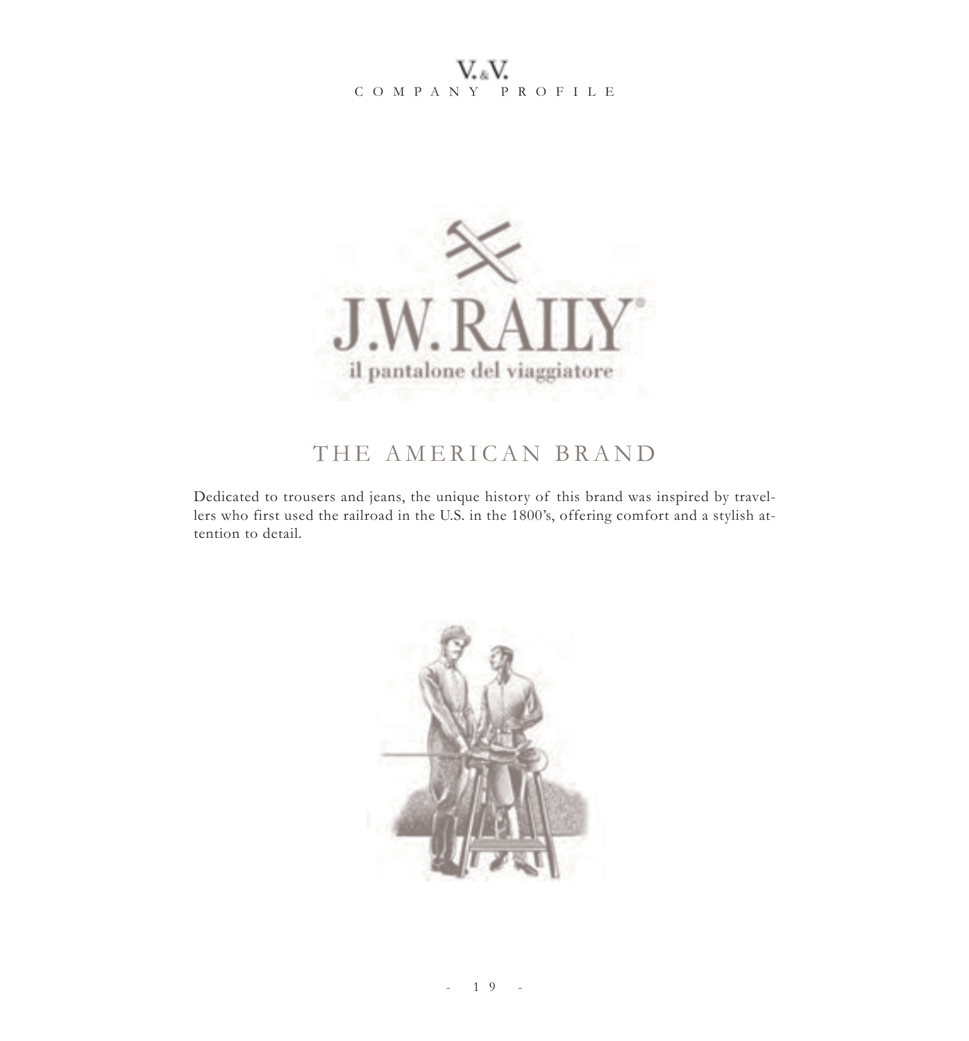J.W. RAILY®

il pantalone del viaggiatore

## THE AMERICAN BRAND

Dedicated to trousers and jeans, the unique history of this brand was inspired by travellers who first used the railroad in the U.S. in the 1800's, offering comfort and a stylish attention to detail.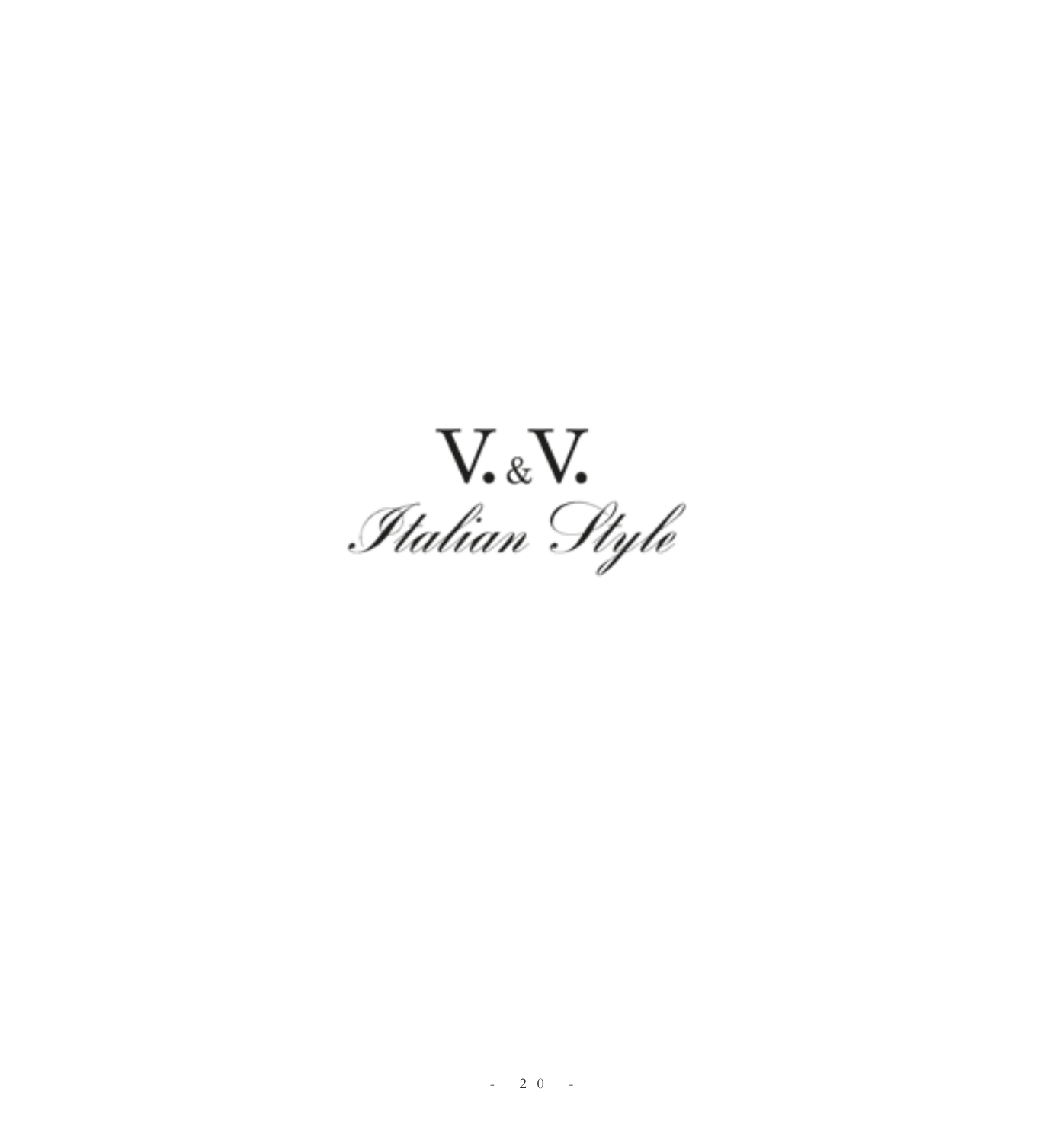V.&V.

*Italian Style*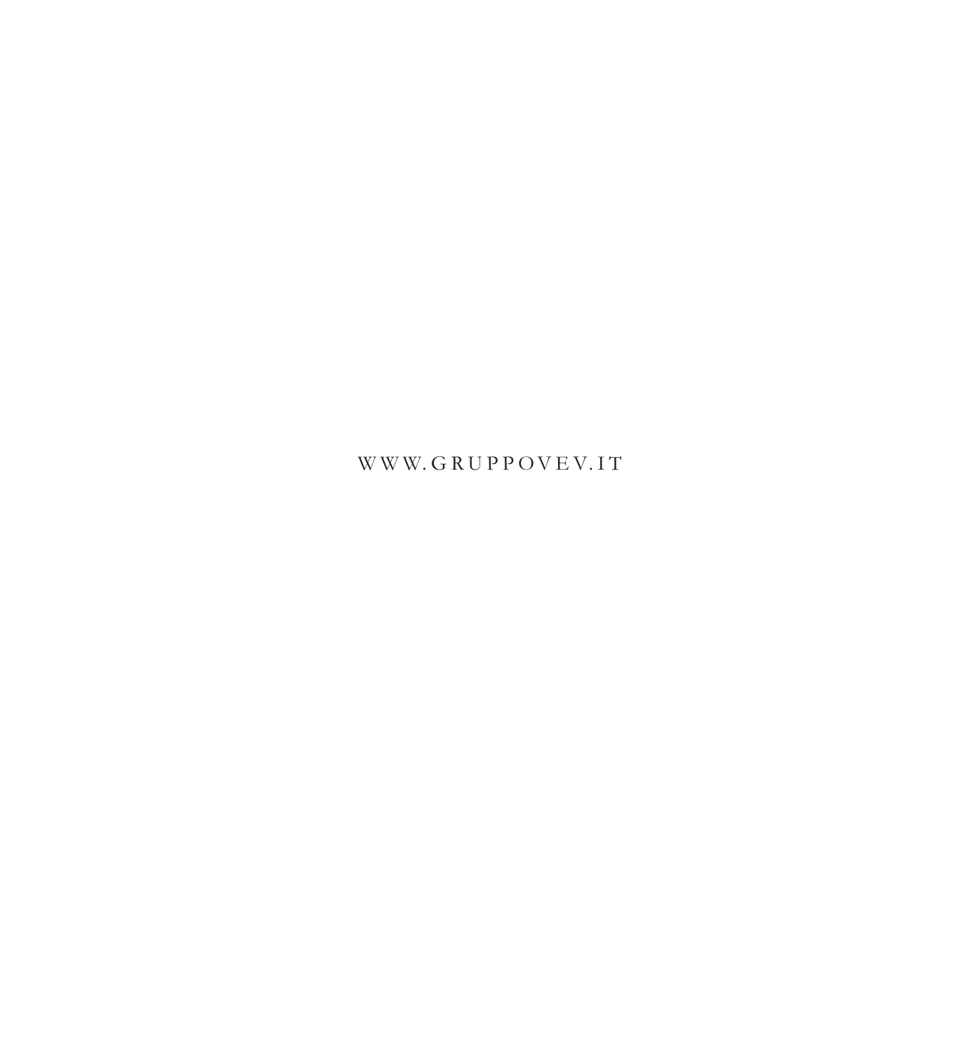WWW.GRUPPOVEV.IT